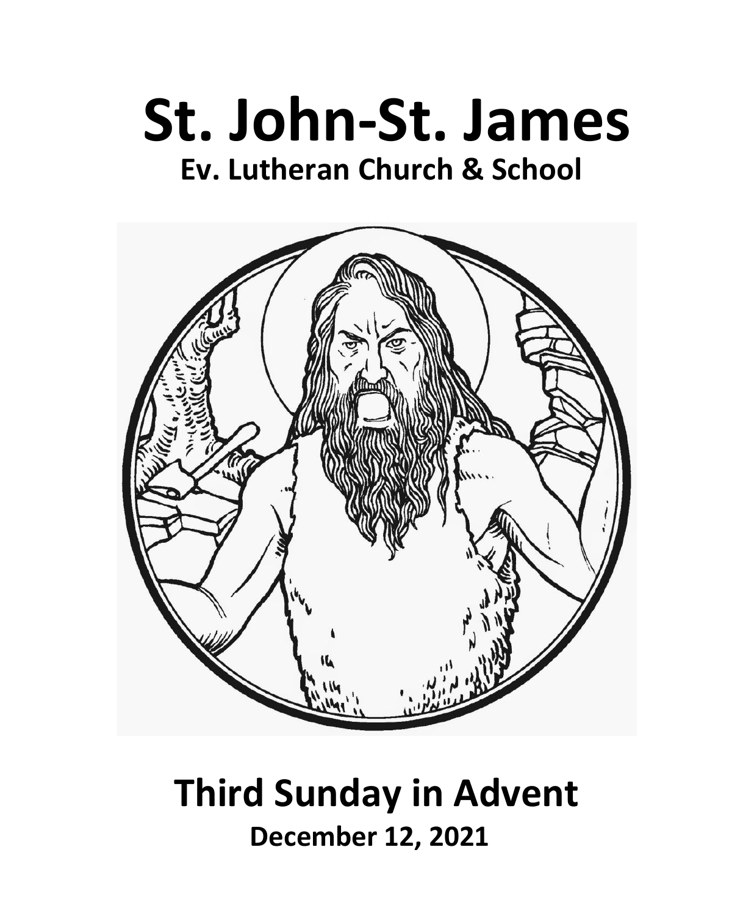# St. John-St. James

## Ev. Lutheran Church & School

# Third Sunday in Advent

## December 12, 2021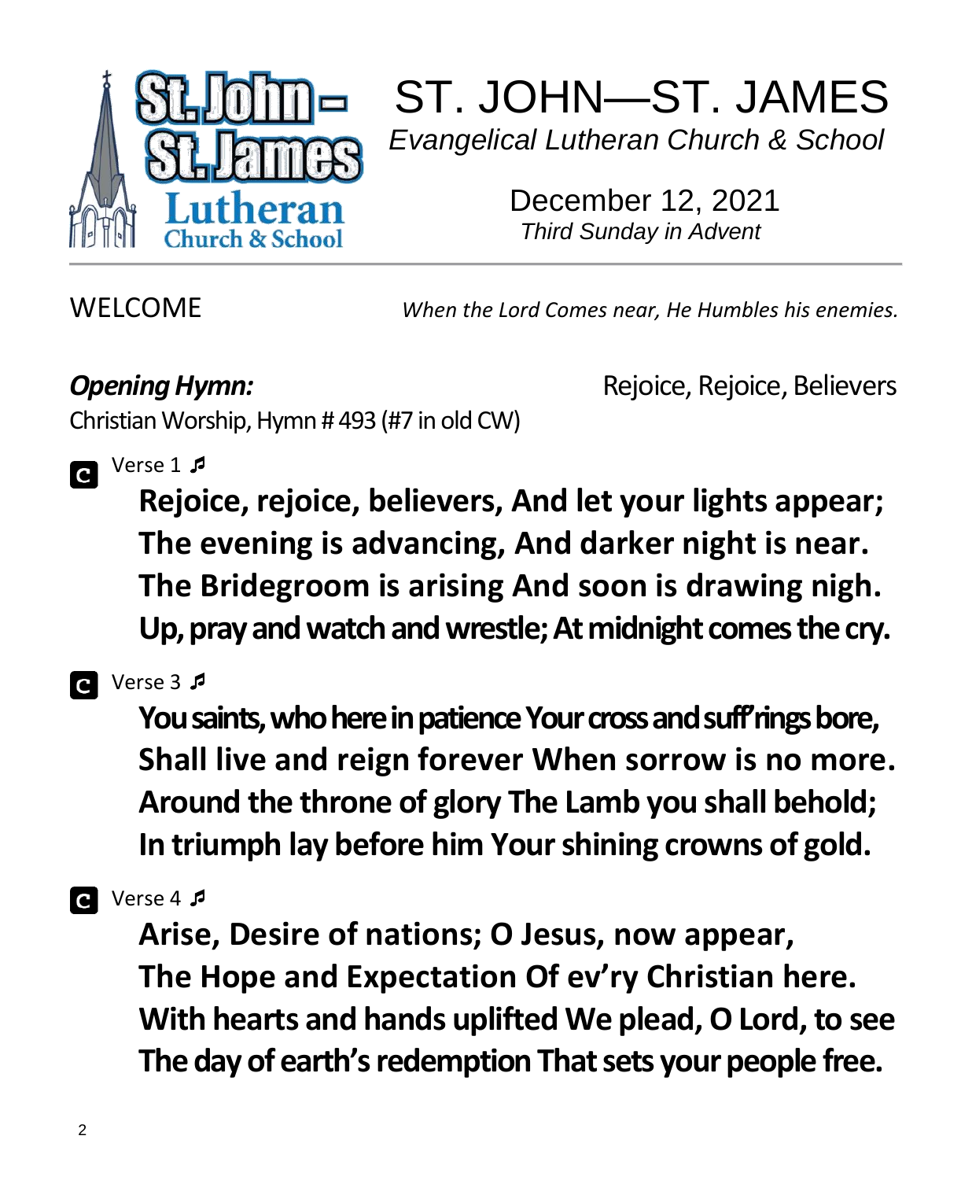# ST. JOHN—ST. JAMES

*Evangelical Lutheran Church & School*

December 12, 2021

*Third Sunday in Advent*

---

WELCOME *When the Lord Comes near, He Humbles his enemies.*

***Opening Hymn:*** Rejoice, Rejoice, Believers

Christian Worship, Hymn # 493 (#7 in old CW)

C Verse 1 ♬

**Rejoice, rejoice, believers, And let your lights appear;**
**The evening is advancing, And darker night is near.**
**The Bridegroom is arising And soon is drawing nigh.**
**Up, pray and watch and wrestle; At midnight comes the cry.**

C Verse 3 ♬

**You saints, who here in patience Your cross and suff'rings bore,**
**Shall live and reign forever When sorrow is no more.**
**Around the throne of glory The Lamb you shall behold;**
**In triumph lay before him Your shining crowns of gold.**

C Verse 4 ♬

**Arise, Desire of nations; O Jesus, now appear,**
**The Hope and Expectation Of ev'ry Christian here.**
**With hearts and hands uplifted We plead, O Lord, to see**
**The day of earth's redemption That sets your people free.**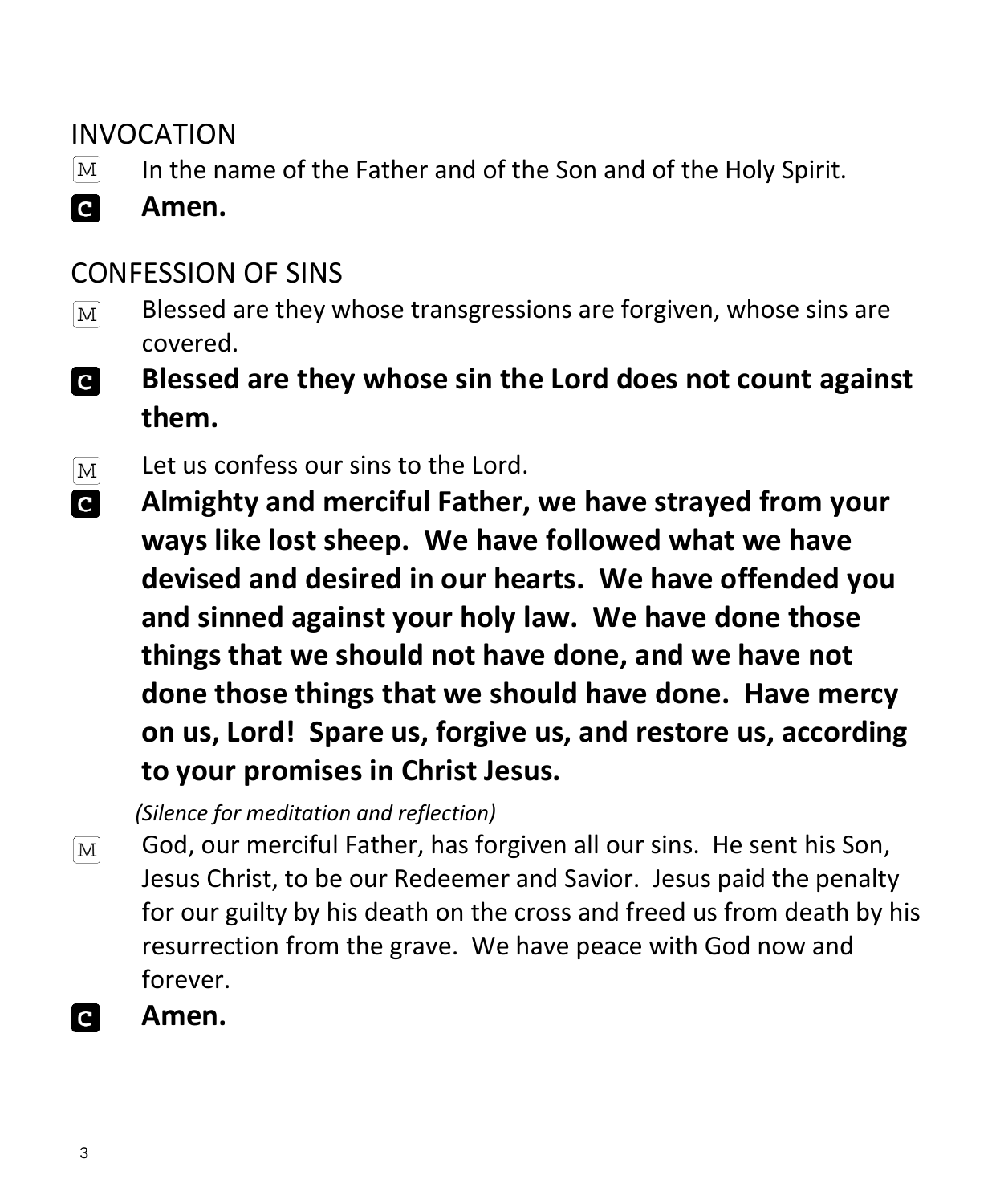## INVOCATION

M In the name of the Father and of the Son and of the Holy Spirit.

C **Amen.**

## CONFESSION OF SINS

M Blessed are they whose transgressions are forgiven, whose sins are covered.

C **Blessed are they whose sin the Lord does not count against them.**

M Let us confess our sins to the Lord.

C **Almighty and merciful Father, we have strayed from your ways like lost sheep. We have followed what we have devised and desired in our hearts. We have offended you and sinned against your holy law. We have done those things that we should not have done, and we have not done those things that we should have done. Have mercy on us, Lord! Spare us, forgive us, and restore us, according to your promises in Christ Jesus.**

*(Silence for meditation and reflection)*

M God, our merciful Father, has forgiven all our sins. He sent his Son, Jesus Christ, to be our Redeemer and Savior. Jesus paid the penalty for our guilty by his death on the cross and freed us from death by his resurrection from the grave. We have peace with God now and forever.

C **Amen.**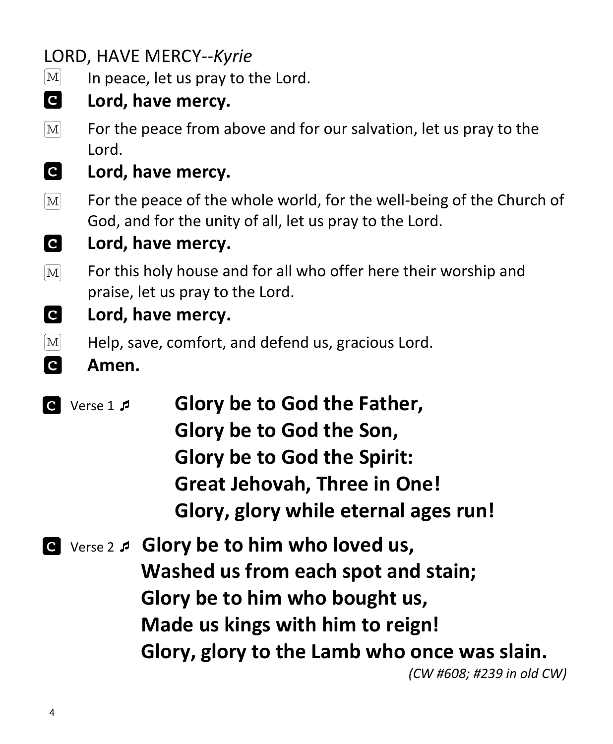## LORD, HAVE MERCY--*Kyrie*

M In peace, let us pray to the Lord.

**C Lord, have mercy.**

M For the peace from above and for our salvation, let us pray to the Lord.

**C Lord, have mercy.**

M For the peace of the whole world, for the well-being of the Church of God, and for the unity of all, let us pray to the Lord.

**C Lord, have mercy.**

M For this holy house and for all who offer here their worship and praise, let us pray to the Lord.

**C Lord, have mercy.**

M Help, save, comfort, and defend us, gracious Lord.

**C Amen.**

C Verse 1 ♬ **Glory be to God the Father,**
**Glory be to God the Son,**
**Glory be to God the Spirit:**
**Great Jehovah, Three in One!**
**Glory, glory while eternal ages run!**

C Verse 2 ♬ **Glory be to him who loved us,**
**Washed us from each spot and stain;**
**Glory be to him who bought us,**
**Made us kings with him to reign!**
**Glory, glory to the Lamb who once was slain.**

*(CW #608; #239 in old CW)*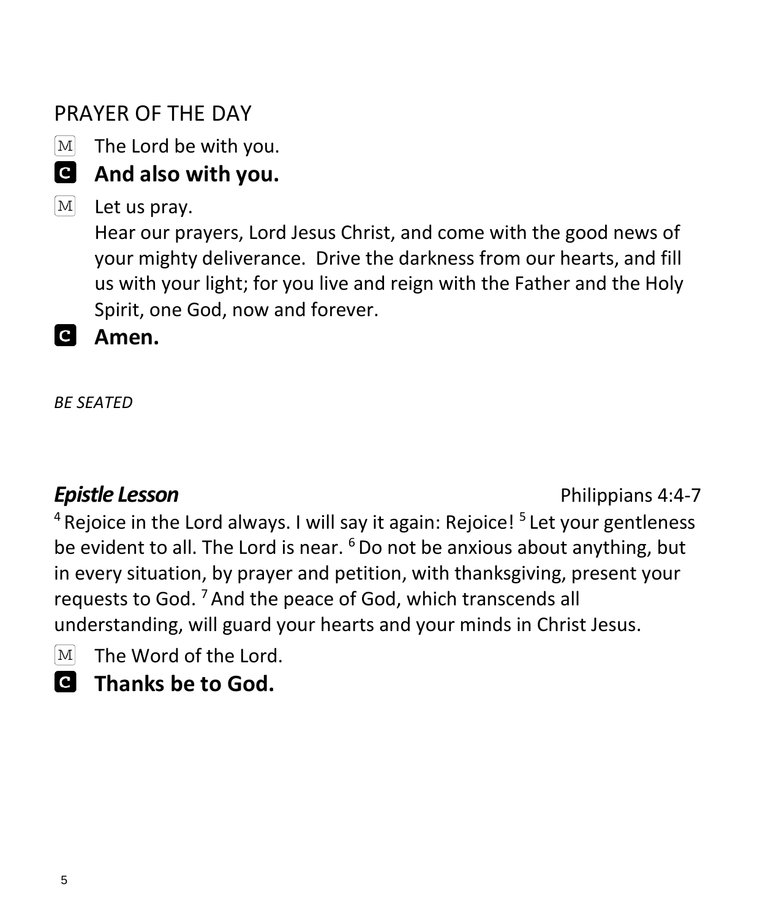## PRAYER OF THE DAY

M The Lord be with you.

C **And also with you.**

M Let us pray.
Hear our prayers, Lord Jesus Christ, and come with the good news of your mighty deliverance. Drive the darkness from our hearts, and fill us with your light; for you live and reign with the Father and the Holy Spirit, one God, now and forever.

C **Amen.**

*BE SEATED*

***Epistle Lesson*** Philippians 4:4-7

[4] Rejoice in the Lord always. I will say it again: Rejoice! [5] Let your gentleness be evident to all. The Lord is near. [6] Do not be anxious about anything, but in every situation, by prayer and petition, with thanksgiving, present your requests to God. [7] And the peace of God, which transcends all understanding, will guard your hearts and your minds in Christ Jesus.

M The Word of the Lord.

C **Thanks be to God.**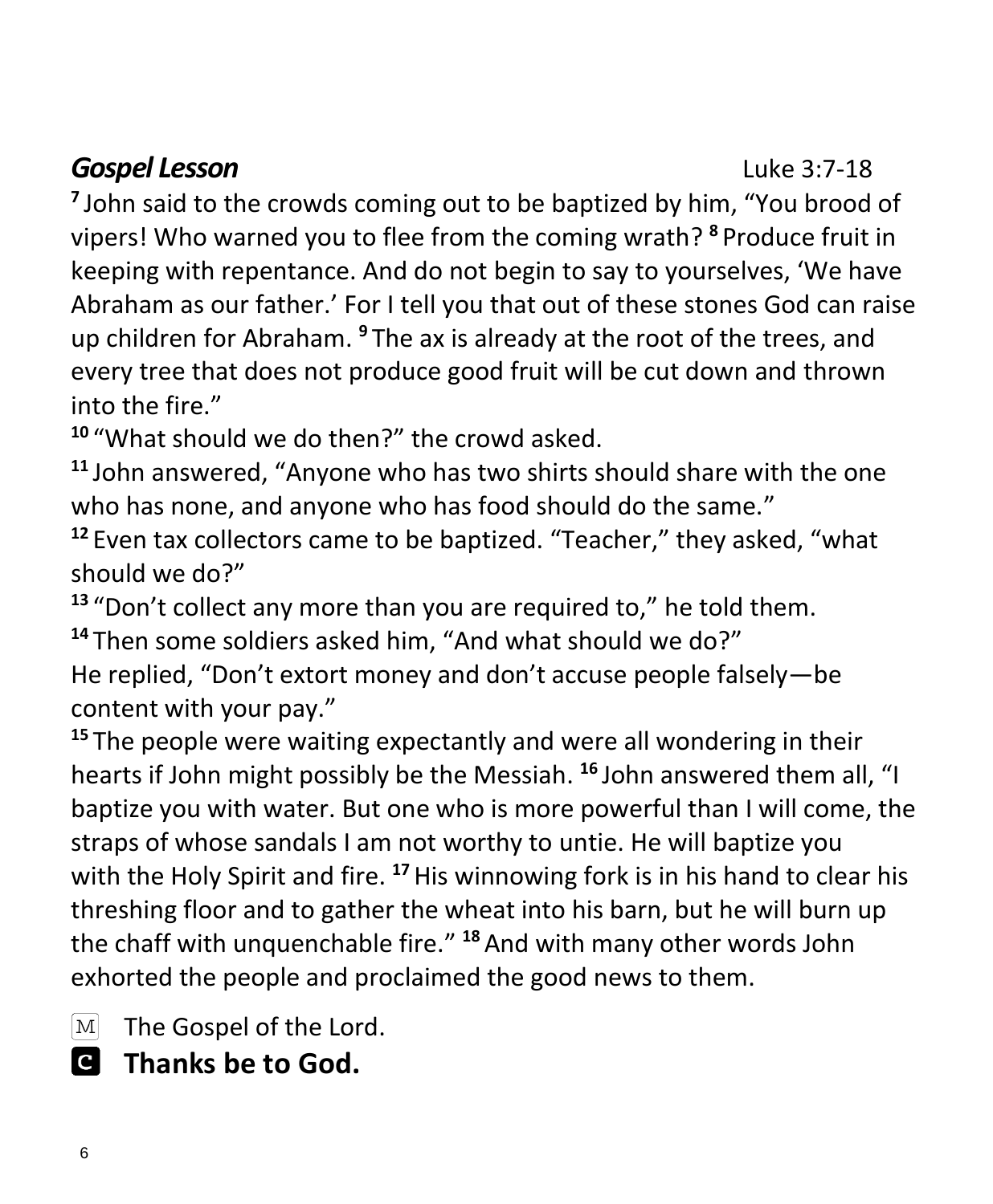***Gospel Lesson*** Luke 3:7-18

[7] John said to the crowds coming out to be baptized by him, "You brood of vipers! Who warned you to flee from the coming wrath? [8] Produce fruit in keeping with repentance. And do not begin to say to yourselves, 'We have Abraham as our father.' For I tell you that out of these stones God can raise up children for Abraham. [9] The ax is already at the root of the trees, and every tree that does not produce good fruit will be cut down and thrown into the fire."

[10] "What should we do then?" the crowd asked.

[11] John answered, "Anyone who has two shirts should share with the one who has none, and anyone who has food should do the same."

[12] Even tax collectors came to be baptized. "Teacher," they asked, "what should we do?"

[13] "Don't collect any more than you are required to," he told them.

[14] Then some soldiers asked him, "And what should we do?"

He replied, "Don't extort money and don't accuse people falsely—be content with your pay."

[15] The people were waiting expectantly and were all wondering in their hearts if John might possibly be the Messiah. [16] John answered them all, "I baptize you with water. But one who is more powerful than I will come, the straps of whose sandals I am not worthy to untie. He will baptize you with the Holy Spirit and fire. [17] His winnowing fork is in his hand to clear his threshing floor and to gather the wheat into his barn, but he will burn up the chaff with unquenchable fire." [18] And with many other words John exhorted the people and proclaimed the good news to them.

M The Gospel of the Lord.

**C Thanks be to God.**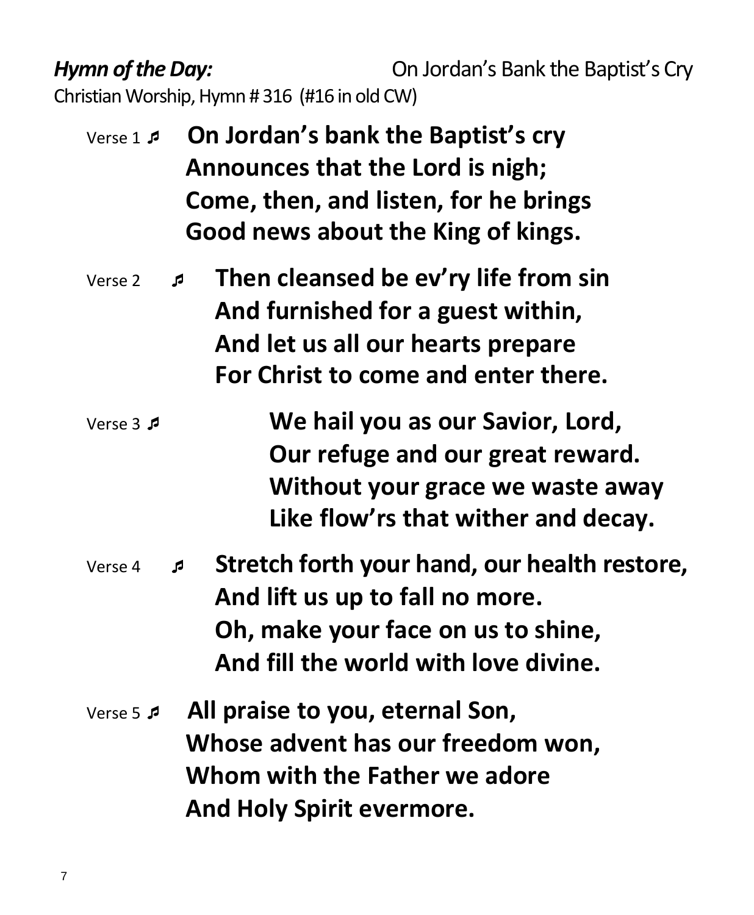***Hymn of the Day:*** On Jordan's Bank the Baptist's Cry

Christian Worship, Hymn # 316 (#16 in old CW)

Verse 1 ♬ **On Jordan's bank the Baptist's cry**
**Announces that the Lord is nigh;**
**Come, then, and listen, for he brings**
**Good news about the King of kings.**

Verse 2 ♬ **Then cleansed be ev'ry life from sin**
**And furnished for a guest within,**
**And let us all our hearts prepare**
**For Christ to come and enter there.**

Verse 3 ♬ **We hail you as our Savior, Lord,**
**Our refuge and our great reward.**
**Without your grace we waste away**
**Like flow'rs that wither and decay.**

Verse 4 ♬ **Stretch forth your hand, our health restore,**
**And lift us up to fall no more.**
**Oh, make your face on us to shine,**
**And fill the world with love divine.**

Verse 5 ♬ **All praise to you, eternal Son,**
**Whose advent has our freedom won,**
**Whom with the Father we adore**
**And Holy Spirit evermore.**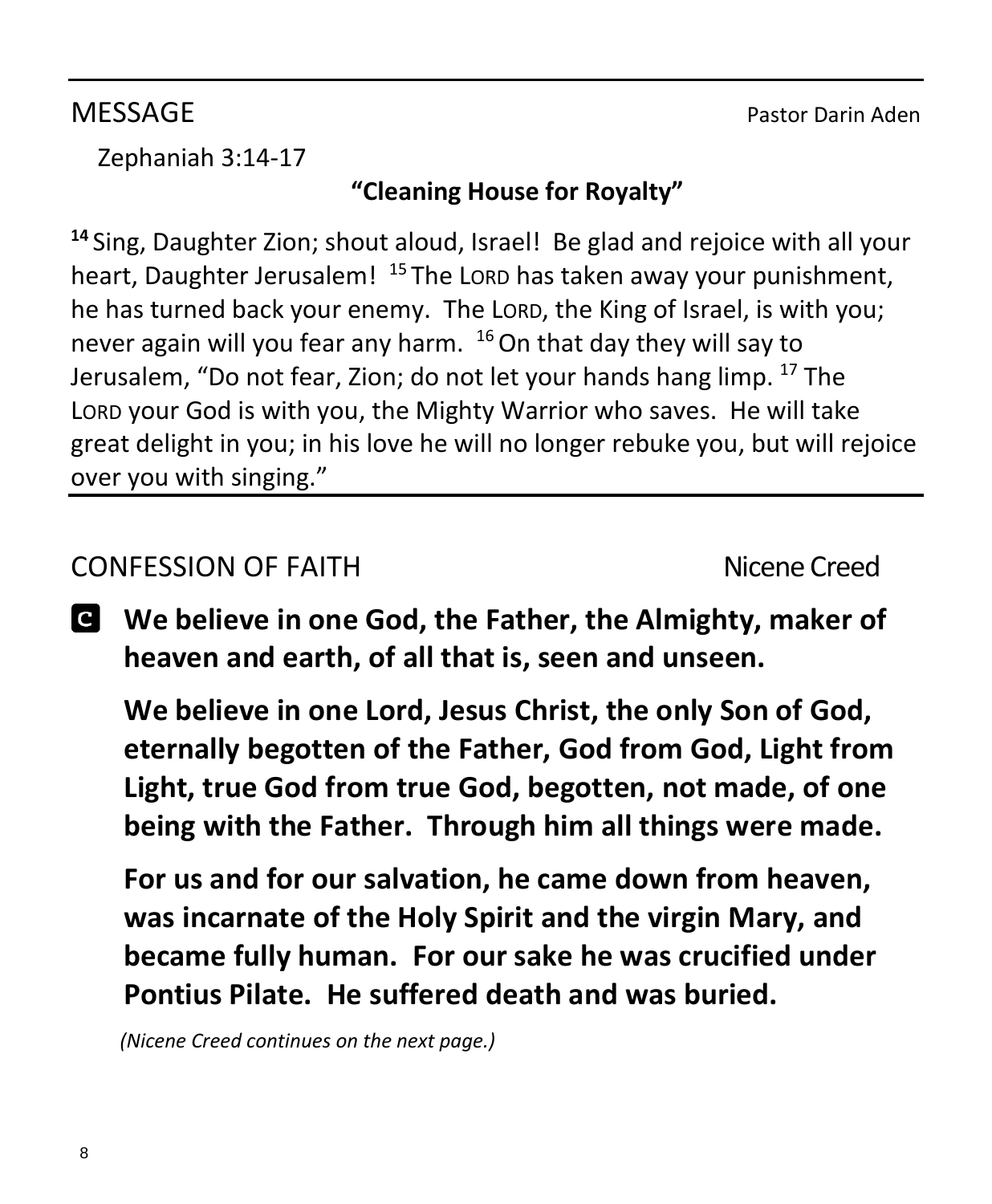## MESSAGE Pastor Darin Aden

Zephaniah 3:14-17

**"Cleaning House for Royalty"**

**14** Sing, Daughter Zion; shout aloud, Israel! Be glad and rejoice with all your heart, Daughter Jerusalem! 15 The LORD has taken away your punishment, he has turned back your enemy. The LORD, the King of Israel, is with you; never again will you fear any harm. 16 On that day they will say to Jerusalem, "Do not fear, Zion; do not let your hands hang limp. 17 The LORD your God is with you, the Mighty Warrior who saves. He will take great delight in you; in his love he will no longer rebuke you, but will rejoice over you with singing."

## CONFESSION OF FAITH Nicene Creed

**C** **We believe in one God, the Father, the Almighty, maker of heaven and earth, of all that is, seen and unseen.**

**We believe in one Lord, Jesus Christ, the only Son of God, eternally begotten of the Father, God from God, Light from Light, true God from true God, begotten, not made, of one being with the Father. Through him all things were made.**

**For us and for our salvation, he came down from heaven, was incarnate of the Holy Spirit and the virgin Mary, and became fully human. For our sake he was crucified under Pontius Pilate. He suffered death and was buried.**

*(Nicene Creed continues on the next page.)*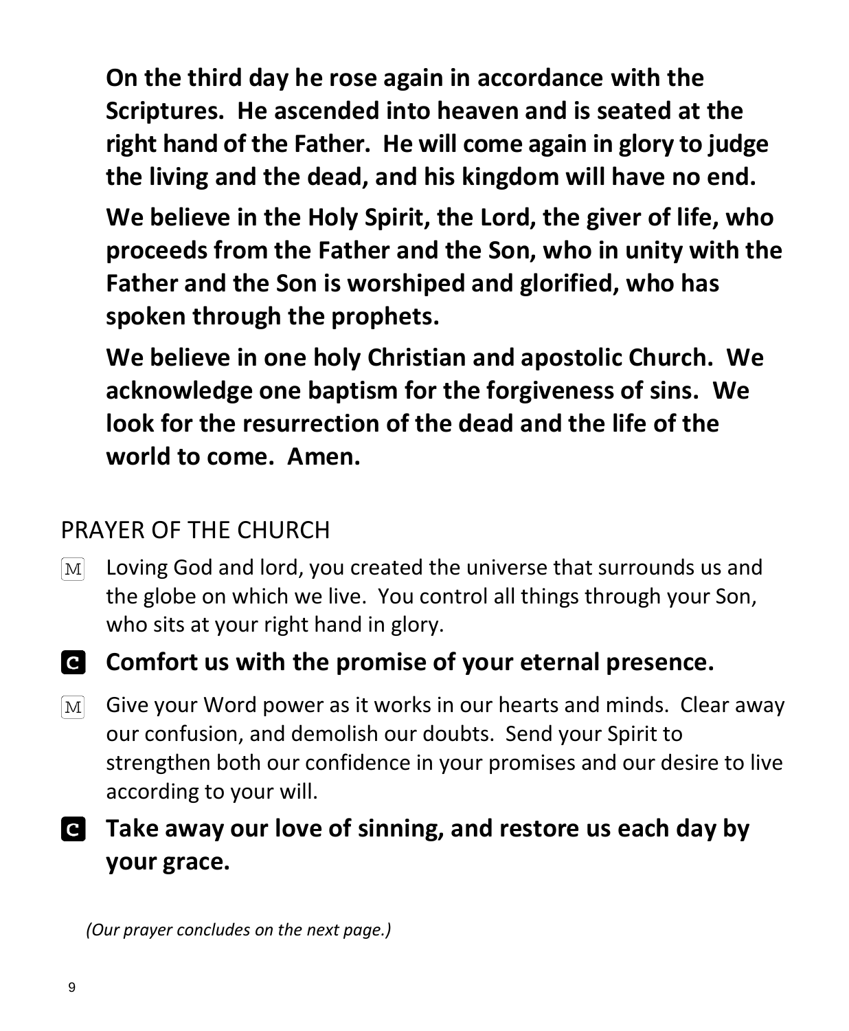**On the third day he rose again in accordance with the Scriptures. He ascended into heaven and is seated at the right hand of the Father. He will come again in glory to judge the living and the dead, and his kingdom will have no end.**

**We believe in the Holy Spirit, the Lord, the giver of life, who proceeds from the Father and the Son, who in unity with the Father and the Son is worshiped and glorified, who has spoken through the prophets.**

**We believe in one holy Christian and apostolic Church. We acknowledge one baptism for the forgiveness of sins. We look for the resurrection of the dead and the life of the world to come. Amen.**

## PRAYER OF THE CHURCH

M Loving God and lord, you created the universe that surrounds us and the globe on which we live. You control all things through your Son, who sits at your right hand in glory.

**C Comfort us with the promise of your eternal presence.**

M Give your Word power as it works in our hearts and minds. Clear away our confusion, and demolish our doubts. Send your Spirit to strengthen both our confidence in your promises and our desire to live according to your will.

**C Take away our love of sinning, and restore us each day by your grace.**

*(Our prayer concludes on the next page.)*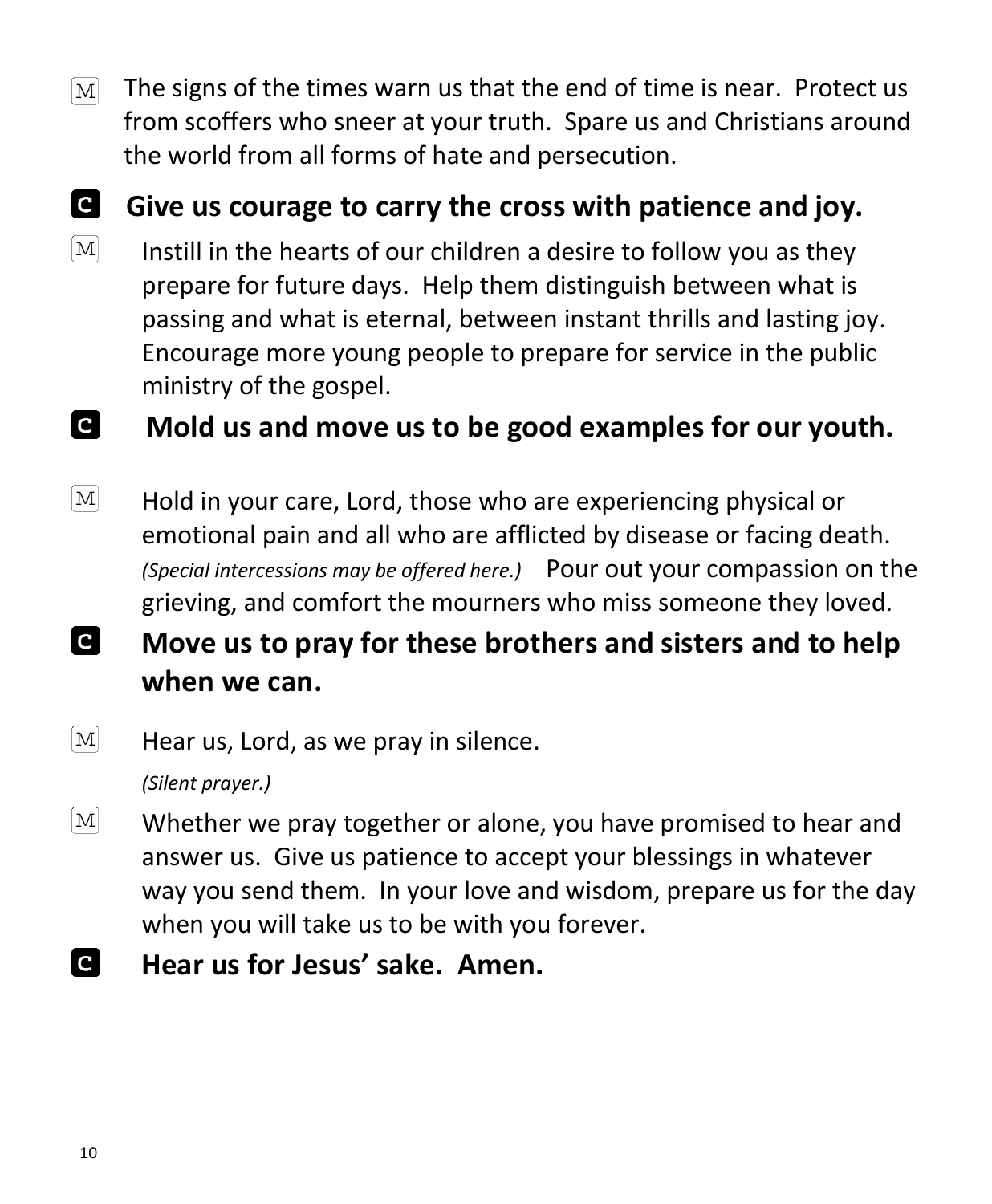M The signs of the times warn us that the end of time is near. Protect us from scoffers who sneer at your truth. Spare us and Christians around the world from all forms of hate and persecution.

**C Give us courage to carry the cross with patience and joy.**

M Instill in the hearts of our children a desire to follow you as they prepare for future days. Help them distinguish between what is passing and what is eternal, between instant thrills and lasting joy. Encourage more young people to prepare for service in the public ministry of the gospel.

**C Mold us and move us to be good examples for our youth.**

M Hold in your care, Lord, those who are experiencing physical or emotional pain and all who are afflicted by disease or facing death. *(Special intercessions may be offered here.)* Pour out your compassion on the grieving, and comfort the mourners who miss someone they loved.

**C Move us to pray for these brothers and sisters and to help when we can.**

M Hear us, Lord, as we pray in silence.

*(Silent prayer.)*

M Whether we pray together or alone, you have promised to hear and answer us. Give us patience to accept your blessings in whatever way you send them. In your love and wisdom, prepare us for the day when you will take us to be with you forever.

**C Hear us for Jesus' sake. Amen.**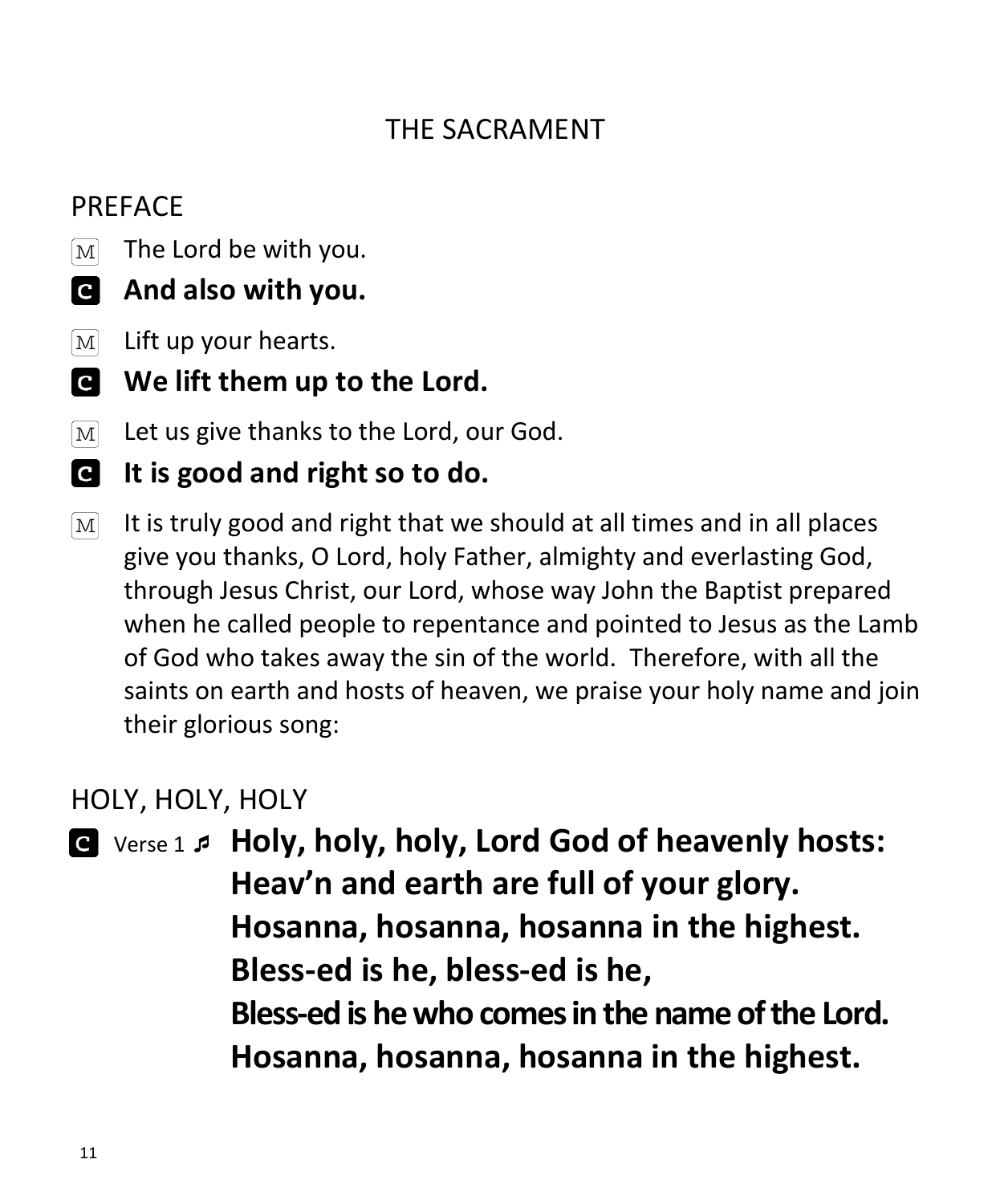# THE SACRAMENT

## PREFACE

M The Lord be with you.

**C And also with you.**

M Lift up your hearts.

**C We lift them up to the Lord.**

M Let us give thanks to the Lord, our God.

**C It is good and right so to do.**

M It is truly good and right that we should at all times and in all places give you thanks, O Lord, holy Father, almighty and everlasting God, through Jesus Christ, our Lord, whose way John the Baptist prepared when he called people to repentance and pointed to Jesus as the Lamb of God who takes away the sin of the world. Therefore, with all the saints on earth and hosts of heaven, we praise your holy name and join their glorious song:

## HOLY, HOLY, HOLY

C Verse 1 ♬ **Holy, holy, holy, Lord God of heavenly hosts:**
**Heav'n and earth are full of your glory.**
**Hosanna, hosanna, hosanna in the highest.**
**Bless-ed is he, bless-ed is he,**
**Bless-ed is he who comes in the name of the Lord.**
**Hosanna, hosanna, hosanna in the highest.**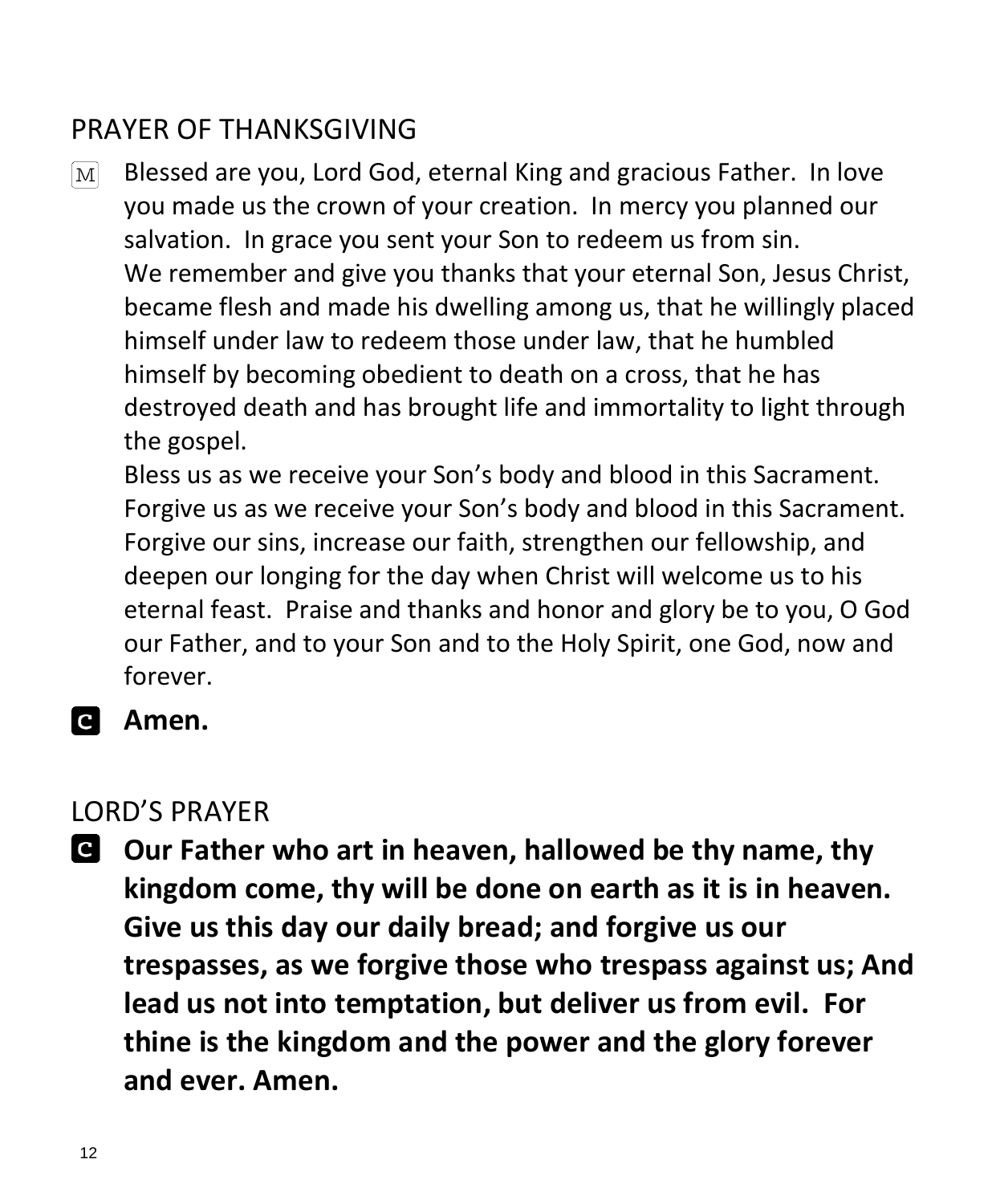## PRAYER OF THANKSGIVING

M Blessed are you, Lord God, eternal King and gracious Father. In love you made us the crown of your creation. In mercy you planned our salvation. In grace you sent your Son to redeem us from sin.
We remember and give you thanks that your eternal Son, Jesus Christ, became flesh and made his dwelling among us, that he willingly placed himself under law to redeem those under law, that he humbled himself by becoming obedient to death on a cross, that he has destroyed death and has brought life and immortality to light through the gospel.
Bless us as we receive your Son's body and blood in this Sacrament. Forgive us as we receive your Son's body and blood in this Sacrament. Forgive our sins, increase our faith, strengthen our fellowship, and deepen our longing for the day when Christ will welcome us to his eternal feast. Praise and thanks and honor and glory be to you, O God our Father, and to your Son and to the Holy Spirit, one God, now and forever.

C **Amen.**

## LORD'S PRAYER

C **Our Father who art in heaven, hallowed be thy name, thy kingdom come, thy will be done on earth as it is in heaven. Give us this day our daily bread; and forgive us our trespasses, as we forgive those who trespass against us; And lead us not into temptation, but deliver us from evil. For thine is the kingdom and the power and the glory forever and ever. Amen.**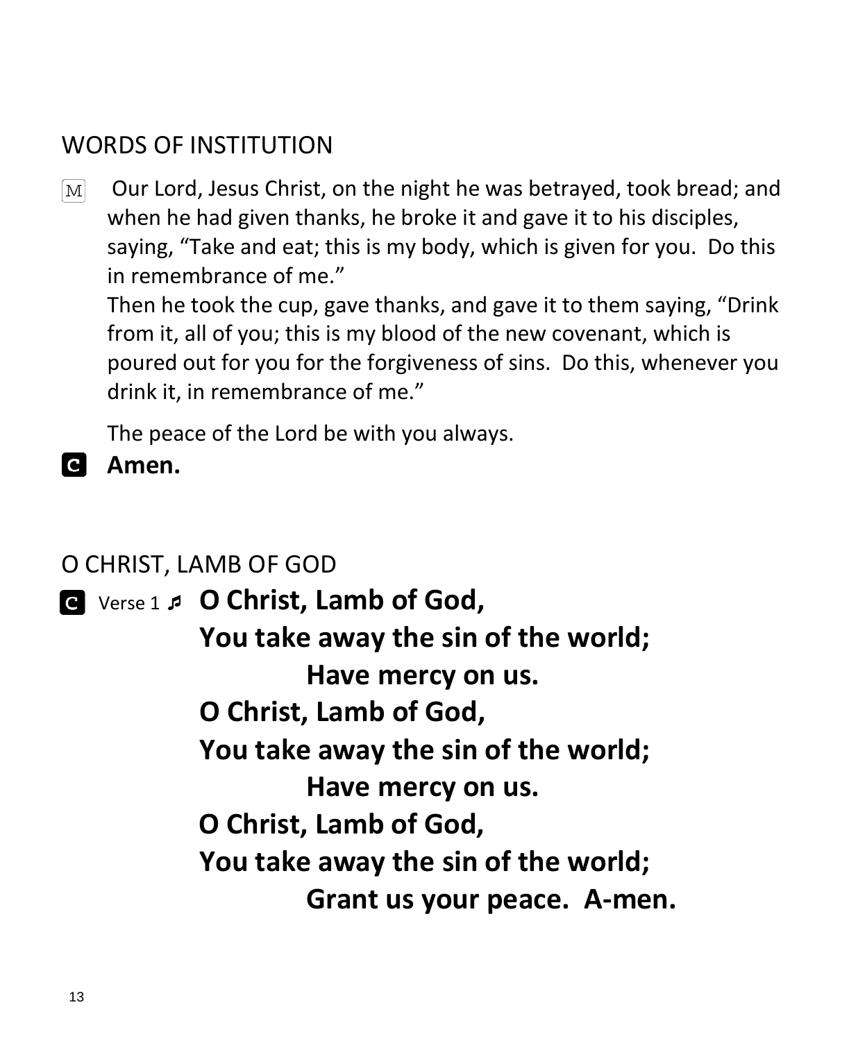## WORDS OF INSTITUTION

M  Our Lord, Jesus Christ, on the night he was betrayed, took bread; and when he had given thanks, he broke it and gave it to his disciples, saying, “Take and eat; this is my body, which is given for you. Do this in remembrance of me.”
Then he took the cup, gave thanks, and gave it to them saying, “Drink from it, all of you; this is my blood of the new covenant, which is poured out for you for the forgiveness of sins. Do this, whenever you drink it, in remembrance of me.”

The peace of the Lord be with you always.

C **Amen.**

## O CHRIST, LAMB OF GOD

C Verse 1 ♬ **O Christ, Lamb of God,**
**You take away the sin of the world;**
**Have mercy on us.**
**O Christ, Lamb of God,**
**You take away the sin of the world;**
**Have mercy on us.**
**O Christ, Lamb of God,**
**You take away the sin of the world;**
**Grant us your peace. A-men.**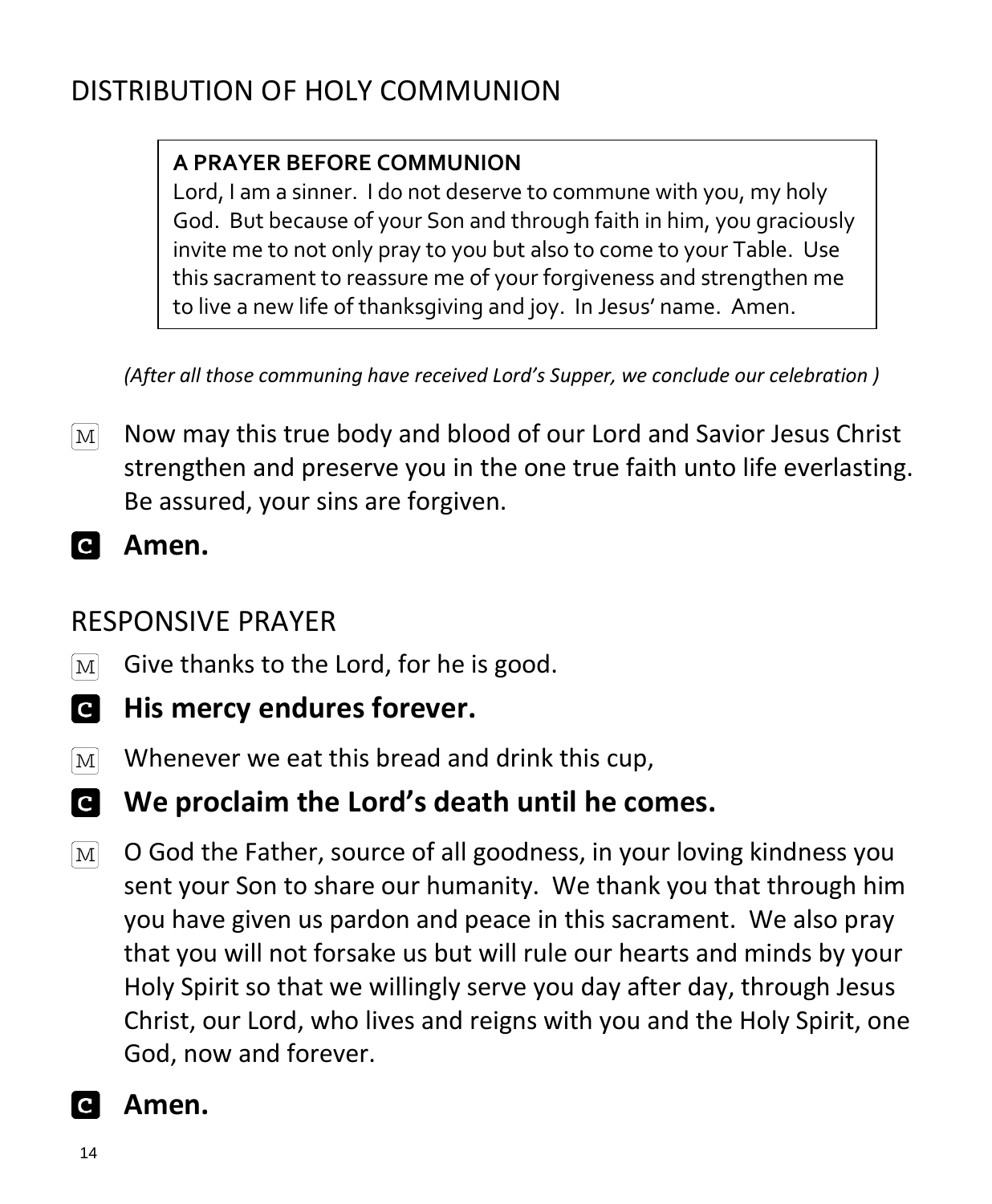## DISTRIBUTION OF HOLY COMMUNION

> **A PRAYER BEFORE COMMUNION**
> Lord, I am a sinner. I do not deserve to commune with you, my holy God. But because of your Son and through faith in him, you graciously invite me to not only pray to you but also to come to your Table. Use this sacrament to reassure me of your forgiveness and strengthen me to live a new life of thanksgiving and joy. In Jesus' name. Amen.

*(After all those communing have received Lord's Supper, we conclude our celebration )*

M Now may this true body and blood of our Lord and Savior Jesus Christ strengthen and preserve you in the one true faith unto life everlasting. Be assured, your sins are forgiven.

**C Amen.**

## RESPONSIVE PRAYER

M Give thanks to the Lord, for he is good.

**C His mercy endures forever.**

M Whenever we eat this bread and drink this cup,

**C We proclaim the Lord's death until he comes.**

M O God the Father, source of all goodness, in your loving kindness you sent your Son to share our humanity. We thank you that through him you have given us pardon and peace in this sacrament. We also pray that you will not forsake us but will rule our hearts and minds by your Holy Spirit so that we willingly serve you day after day, through Jesus Christ, our Lord, who lives and reigns with you and the Holy Spirit, one God, now and forever.

**C Amen.**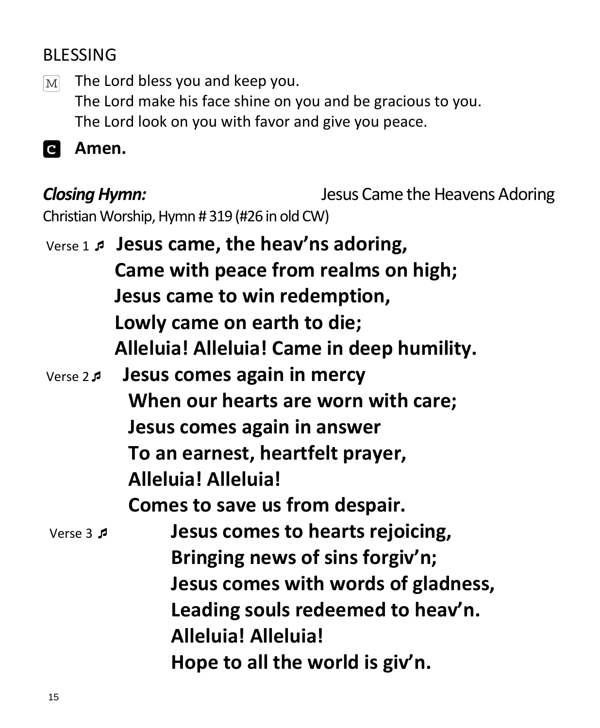## BLESSING

M The Lord bless you and keep you.
The Lord make his face shine on you and be gracious to you.
The Lord look on you with favor and give you peace.

**C Amen.**

***Closing Hymn:*** Jesus Came the Heavens Adoring

Christian Worship, Hymn # 319 (#26 in old CW)

Verse 1 ♬ **Jesus came, the heav'ns adoring,**
**Came with peace from realms on high;**
**Jesus came to win redemption,**
**Lowly came on earth to die;**
**Alleluia! Alleluia! Came in deep humility.**

Verse 2 ♬ **Jesus comes again in mercy**
**When our hearts are worn with care;**
**Jesus comes again in answer**
**To an earnest, heartfelt prayer,**
**Alleluia! Alleluia!**
**Comes to save us from despair.**

Verse 3 ♬ **Jesus comes to hearts rejoicing,**
**Bringing news of sins forgiv'n;**
**Jesus comes with words of gladness,**
**Leading souls redeemed to heav'n.**
**Alleluia! Alleluia!**
**Hope to all the world is giv'n.**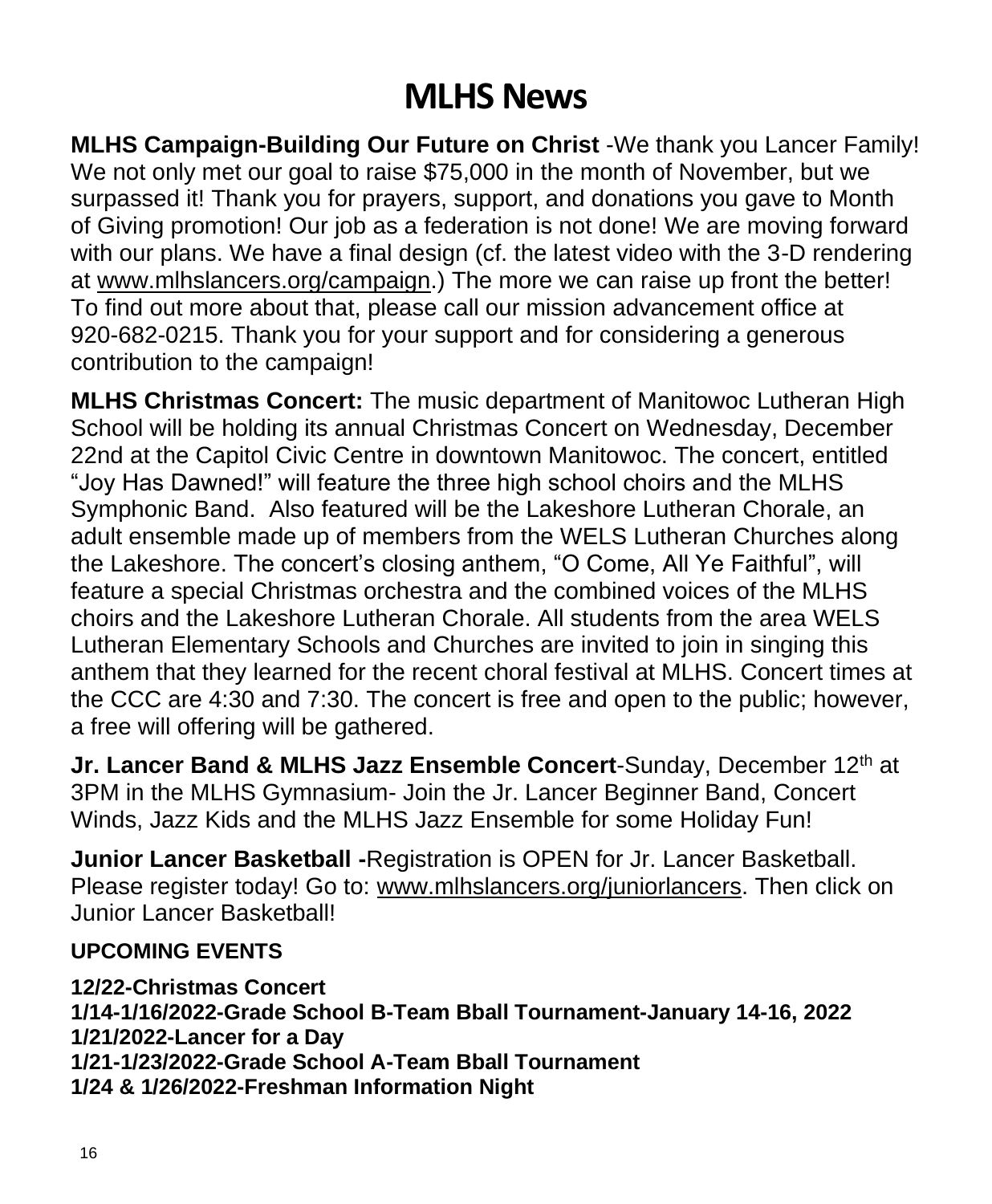# MLHS News

**MLHS Campaign-Building Our Future on Christ** -We thank you Lancer Family! We not only met our goal to raise $75,000 in the month of November, but we surpassed it! Thank you for prayers, support, and donations you gave to Month of Giving promotion! Our job as a federation is not done! We are moving forward with our plans. We have a final design (cf. the latest video with the 3-D rendering at www.mlhslancers.org/campaign.) The more we can raise up front the better! To find out more about that, please call our mission advancement office at 920-682-0215. Thank you for your support and for considering a generous contribution to the campaign!

**MLHS Christmas Concert:** The music department of Manitowoc Lutheran High School will be holding its annual Christmas Concert on Wednesday, December 22nd at the Capitol Civic Centre in downtown Manitowoc. The concert, entitled "Joy Has Dawned!" will feature the three high school choirs and the MLHS Symphonic Band. Also featured will be the Lakeshore Lutheran Chorale, an adult ensemble made up of members from the WELS Lutheran Churches along the Lakeshore. The concert's closing anthem, "O Come, All Ye Faithful", will feature a special Christmas orchestra and the combined voices of the MLHS choirs and the Lakeshore Lutheran Chorale. All students from the area WELS Lutheran Elementary Schools and Churches are invited to join in singing this anthem that they learned for the recent choral festival at MLHS. Concert times at the CCC are 4:30 and 7:30. The concert is free and open to the public; however, a free will offering will be gathered.

**Jr. Lancer Band & MLHS Jazz Ensemble Concert**-Sunday, December 12th at 3PM in the MLHS Gymnasium- Join the Jr. Lancer Beginner Band, Concert Winds, Jazz Kids and the MLHS Jazz Ensemble for some Holiday Fun!

**Junior Lancer Basketball -**Registration is OPEN for Jr. Lancer Basketball. Please register today! Go to: www.mlhslancers.org/juniorlancers. Then click on Junior Lancer Basketball!

**UPCOMING EVENTS**

**12/22-Christmas Concert**
**1/14-1/16/2022-Grade School B-Team Bball Tournament-January 14-16, 2022**
**1/21/2022-Lancer for a Day**
**1/21-1/23/2022-Grade School A-Team Bball Tournament**
**1/24 & 1/26/2022-Freshman Information Night**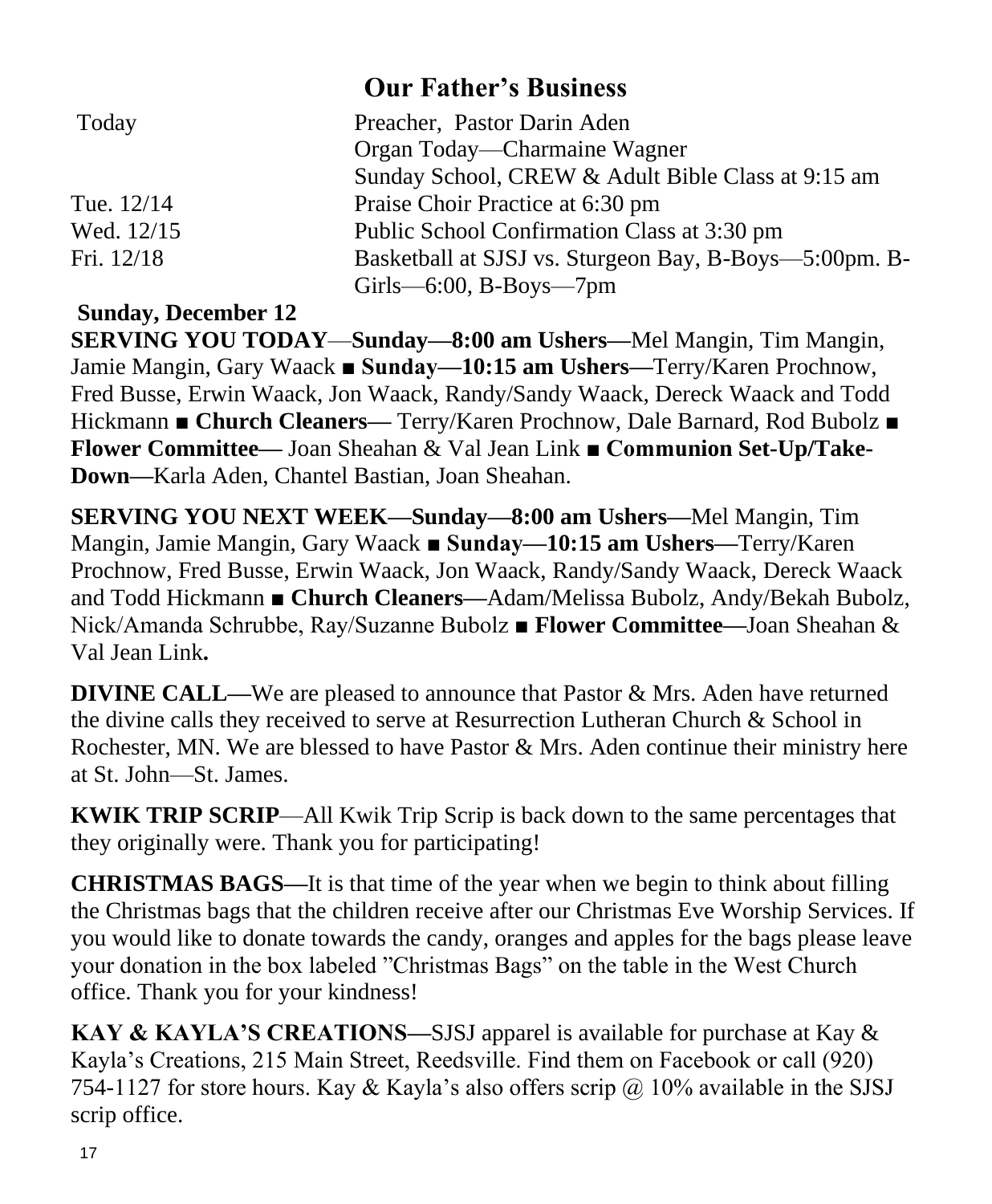## Our Father's Business

| | |
|---|---|
| Today | Preacher, Pastor Darin Aden |
| | Organ Today—Charmaine Wagner |
| | Sunday School, CREW & Adult Bible Class at 9:15 am |
| Tue. 12/14 | Praise Choir Practice at 6:30 pm |
| Wed. 12/15 | Public School Confirmation Class at 3:30 pm |
| Fri. 12/18 | Basketball at SJSJ vs. Sturgeon Bay, B-Boys—5:00pm. B-Girls—6:00, B-Boys—7pm |

**Sunday, December 12**

**SERVING YOU TODAY**—**Sunday—8:00 am Ushers—**Mel Mangin, Tim Mangin, Jamie Mangin, Gary Waack ■ **Sunday—10:15 am Ushers—**Terry/Karen Prochnow, Fred Busse, Erwin Waack, Jon Waack, Randy/Sandy Waack, Dereck Waack and Todd Hickmann ■ **Church Cleaners—** Terry/Karen Prochnow, Dale Barnard, Rod Bubolz ■ **Flower Committee—** Joan Sheahan & Val Jean Link ■ **Communion Set-Up/Take-Down—**Karla Aden, Chantel Bastian, Joan Sheahan.

**SERVING YOU NEXT WEEK—Sunday—8:00 am Ushers—**Mel Mangin, Tim Mangin, Jamie Mangin, Gary Waack ■ **Sunday—10:15 am Ushers—**Terry/Karen Prochnow, Fred Busse, Erwin Waack, Jon Waack, Randy/Sandy Waack, Dereck Waack and Todd Hickmann ■ **Church Cleaners—**Adam/Melissa Bubolz, Andy/Bekah Bubolz, Nick/Amanda Schrubbe, Ray/Suzanne Bubolz ■ **Flower Committee—**Joan Sheahan & Val Jean Link**.**

**DIVINE CALL—**We are pleased to announce that Pastor & Mrs. Aden have returned the divine calls they received to serve at Resurrection Lutheran Church & School in Rochester, MN. We are blessed to have Pastor & Mrs. Aden continue their ministry here at St. John—St. James.

**KWIK TRIP SCRIP**—All Kwik Trip Scrip is back down to the same percentages that they originally were. Thank you for participating!

**CHRISTMAS BAGS—**It is that time of the year when we begin to think about filling the Christmas bags that the children receive after our Christmas Eve Worship Services. If you would like to donate towards the candy, oranges and apples for the bags please leave your donation in the box labeled "Christmas Bags" on the table in the West Church office. Thank you for your kindness!

**KAY & KAYLA'S CREATIONS—**SJSJ apparel is available for purchase at Kay & Kayla's Creations, 215 Main Street, Reedsville. Find them on Facebook or call (920) 754-1127 for store hours. Kay & Kayla's also offers scrip @ 10% available in the SJSJ scrip office.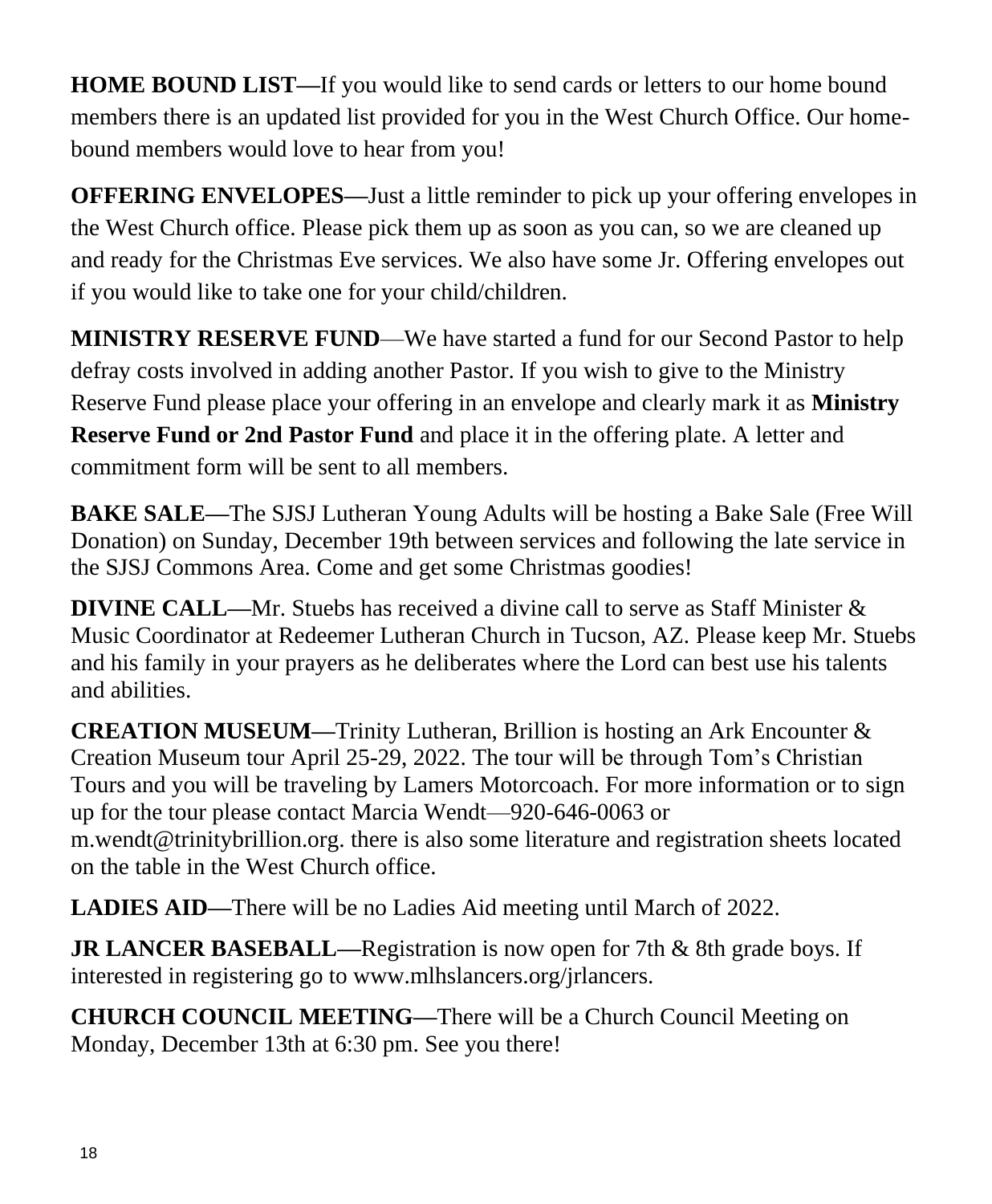**HOME BOUND LIST—**If you would like to send cards or letters to our home bound members there is an updated list provided for you in the West Church Office. Our home-bound members would love to hear from you!

**OFFERING ENVELOPES—**Just a little reminder to pick up your offering envelopes in the West Church office. Please pick them up as soon as you can, so we are cleaned up and ready for the Christmas Eve services. We also have some Jr. Offering envelopes out if you would like to take one for your child/children.

**MINISTRY RESERVE FUND**—We have started a fund for our Second Pastor to help defray costs involved in adding another Pastor. If you wish to give to the Ministry Reserve Fund please place your offering in an envelope and clearly mark it as **Ministry Reserve Fund or 2nd Pastor Fund** and place it in the offering plate. A letter and commitment form will be sent to all members.

**BAKE SALE—**The SJSJ Lutheran Young Adults will be hosting a Bake Sale (Free Will Donation) on Sunday, December 19th between services and following the late service in the SJSJ Commons Area. Come and get some Christmas goodies!

**DIVINE CALL—**Mr. Stuebs has received a divine call to serve as Staff Minister & Music Coordinator at Redeemer Lutheran Church in Tucson, AZ. Please keep Mr. Stuebs and his family in your prayers as he deliberates where the Lord can best use his talents and abilities.

**CREATION MUSEUM—**Trinity Lutheran, Brillion is hosting an Ark Encounter & Creation Museum tour April 25-29, 2022. The tour will be through Tom's Christian Tours and you will be traveling by Lamers Motorcoach. For more information or to sign up for the tour please contact Marcia Wendt—920-646-0063 or m.wendt@trinitybrillion.org. there is also some literature and registration sheets located on the table in the West Church office.

**LADIES AID—**There will be no Ladies Aid meeting until March of 2022.

**JR LANCER BASEBALL—**Registration is now open for 7th & 8th grade boys. If interested in registering go to www.mlhslancers.org/jrlancers.

**CHURCH COUNCIL MEETING—**There will be a Church Council Meeting on Monday, December 13th at 6:30 pm. See you there!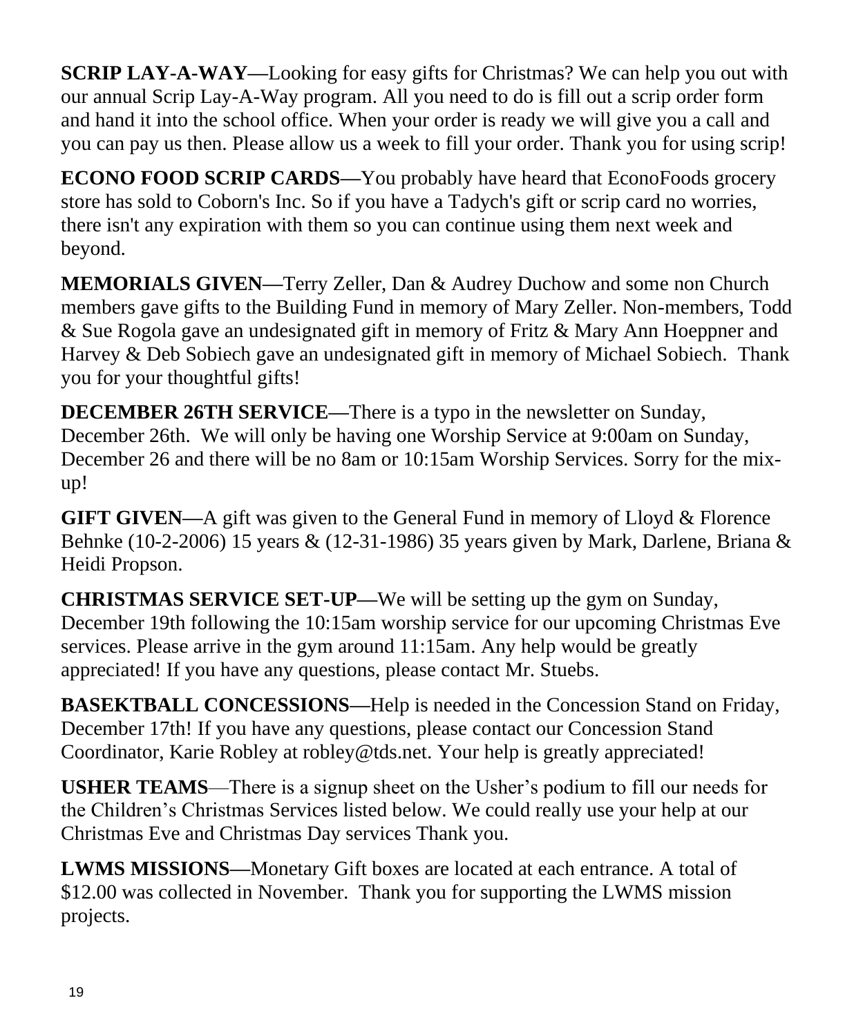**SCRIP LAY-A-WAY—**Looking for easy gifts for Christmas? We can help you out with our annual Scrip Lay-A-Way program. All you need to do is fill out a scrip order form and hand it into the school office. When your order is ready we will give you a call and you can pay us then. Please allow us a week to fill your order. Thank you for using scrip!

**ECONO FOOD SCRIP CARDS—**You probably have heard that EconoFoods grocery store has sold to Coborn's Inc. So if you have a Tadych's gift or scrip card no worries, there isn't any expiration with them so you can continue using them next week and beyond.

**MEMORIALS GIVEN—**Terry Zeller, Dan & Audrey Duchow and some non Church members gave gifts to the Building Fund in memory of Mary Zeller. Non-members, Todd & Sue Rogola gave an undesignated gift in memory of Fritz & Mary Ann Hoeppner and Harvey & Deb Sobiech gave an undesignated gift in memory of Michael Sobiech. Thank you for your thoughtful gifts!

**DECEMBER 26TH SERVICE—**There is a typo in the newsletter on Sunday, December 26th. We will only be having one Worship Service at 9:00am on Sunday, December 26 and there will be no 8am or 10:15am Worship Services. Sorry for the mix-up!

**GIFT GIVEN—**A gift was given to the General Fund in memory of Lloyd & Florence Behnke (10-2-2006) 15 years & (12-31-1986) 35 years given by Mark, Darlene, Briana & Heidi Propson.

**CHRISTMAS SERVICE SET-UP—**We will be setting up the gym on Sunday, December 19th following the 10:15am worship service for our upcoming Christmas Eve services. Please arrive in the gym around 11:15am. Any help would be greatly appreciated! If you have any questions, please contact Mr. Stuebs.

**BASEKTBALL CONCESSIONS—**Help is needed in the Concession Stand on Friday, December 17th! If you have any questions, please contact our Concession Stand Coordinator, Karie Robley at robley@tds.net. Your help is greatly appreciated!

**USHER TEAMS**—There is a signup sheet on the Usher's podium to fill our needs for the Children's Christmas Services listed below. We could really use your help at our Christmas Eve and Christmas Day services Thank you.

**LWMS MISSIONS—**Monetary Gift boxes are located at each entrance. A total of $12.00 was collected in November. Thank you for supporting the LWMS mission projects.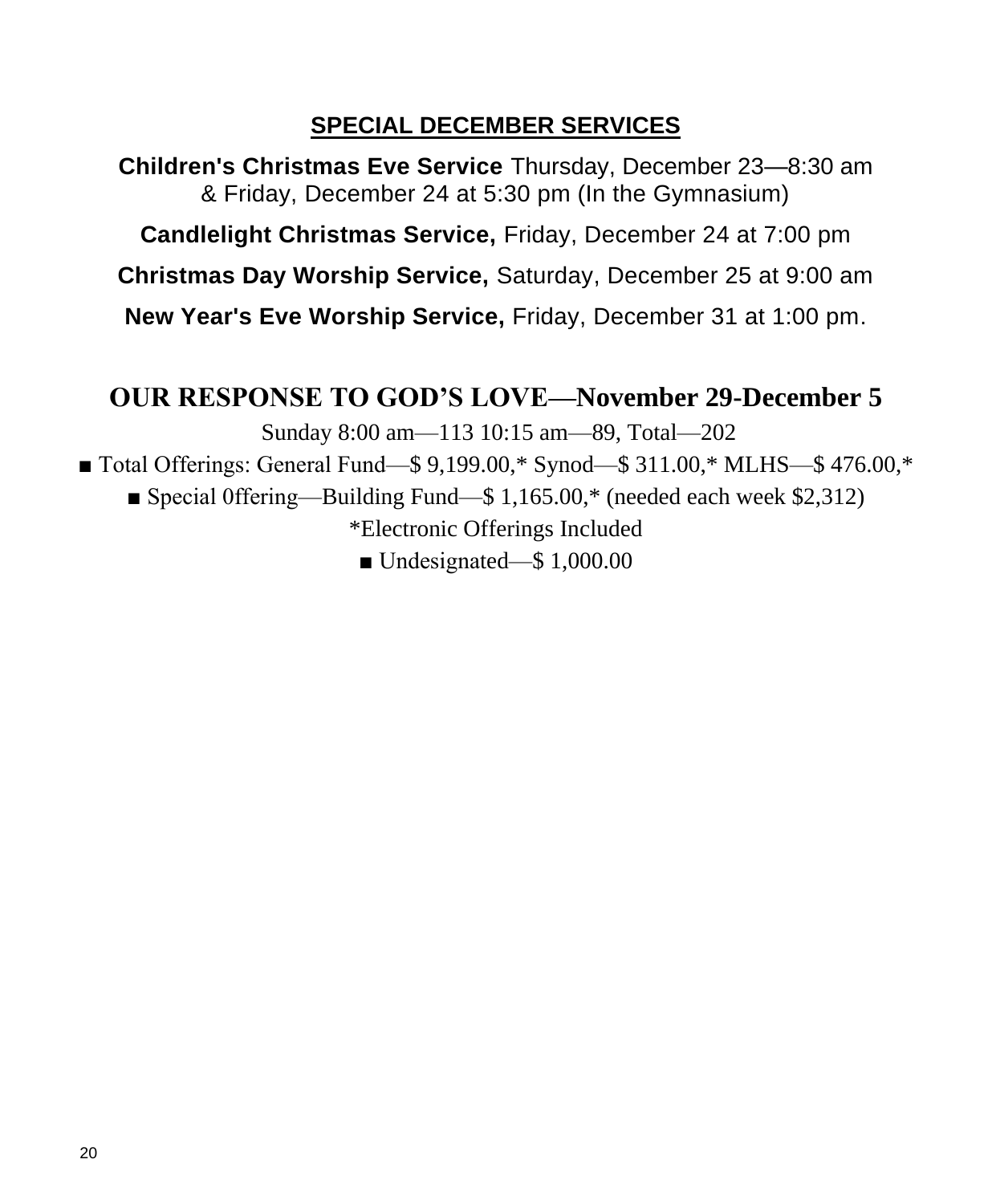## SPECIAL DECEMBER SERVICES

**Children's Christmas Eve Service** Thursday, December 23—8:30 am & Friday, December 24 at 5:30 pm (In the Gymnasium)

**Candlelight Christmas Service,** Friday, December 24 at 7:00 pm

**Christmas Day Worship Service,** Saturday, December 25 at 9:00 am

**New Year's Eve Worship Service,** Friday, December 31 at 1:00 pm.

## OUR RESPONSE TO GOD'S LOVE—November 29-December 5

Sunday 8:00 am—113 10:15 am—89, Total—202

■ Total Offerings: General Fund—$ 9,199.00,* Synod—$ 311.00,* MLHS—$ 476.00,*

■ Special 0ffering—Building Fund—$ 1,165.00,* (needed each week $2,312)

*Electronic Offerings Included

■ Undesignated—$ 1,000.00